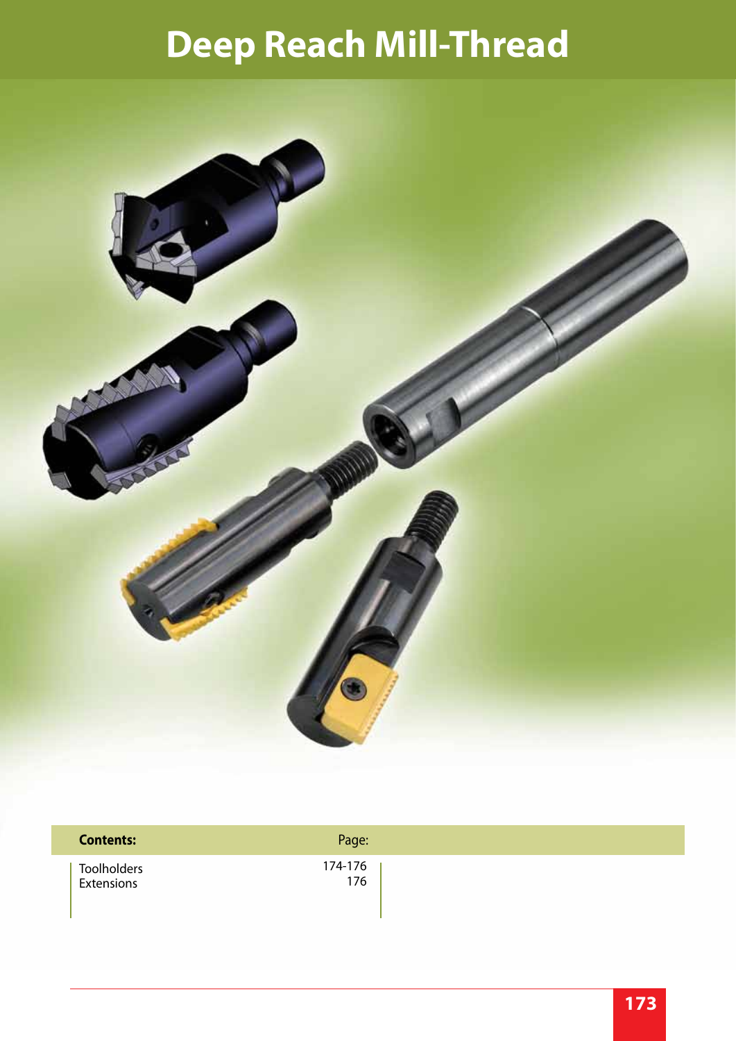# Deep Reach Mill-Thread

| Contents: | Page: |
| --- | --- |
| Toolholders | 174-176 |
| Extensions | 176 |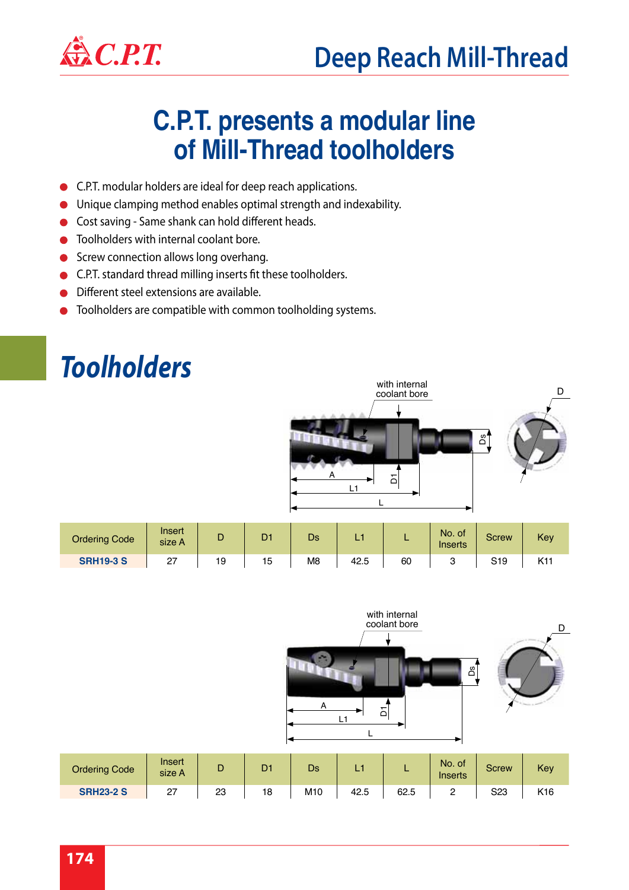# C.P.T. presents a modular line of Mill-Thread toolholders

- C.P.T. modular holders are ideal for deep reach applications.
- Unique clamping method enables optimal strength and indexability.
- Cost saving - Same shank can hold different heads.
- Toolholders with internal coolant bore.
- Screw connection allows long overhang.
- C.P.T. standard thread milling inserts fit these toolholders.
- Different steel extensions are available.
- Toolholders are compatible with common toolholding systems.

## *Toolholders*

with internal coolant bore

| Ordering Code | Insert size A | D | D1 | Ds | L1 | L | No. of Inserts | Screw | Key |
|---|---|---|---|---|---|---|---|---|---|
| **SRH19-3 S** | 27 | 19 | 15 | M8 | 42.5 | 60 | 3 | S19 | K11 |

with internal coolant bore

| Ordering Code | Insert size A | D | D1 | Ds | L1 | L | No. of Inserts | Screw | Key |
|---|---|---|---|---|---|---|---|---|---|
| **SRH23-2 S** | 27 | 23 | 18 | M10 | 42.5 | 62.5 | 2 | S23 | K16 |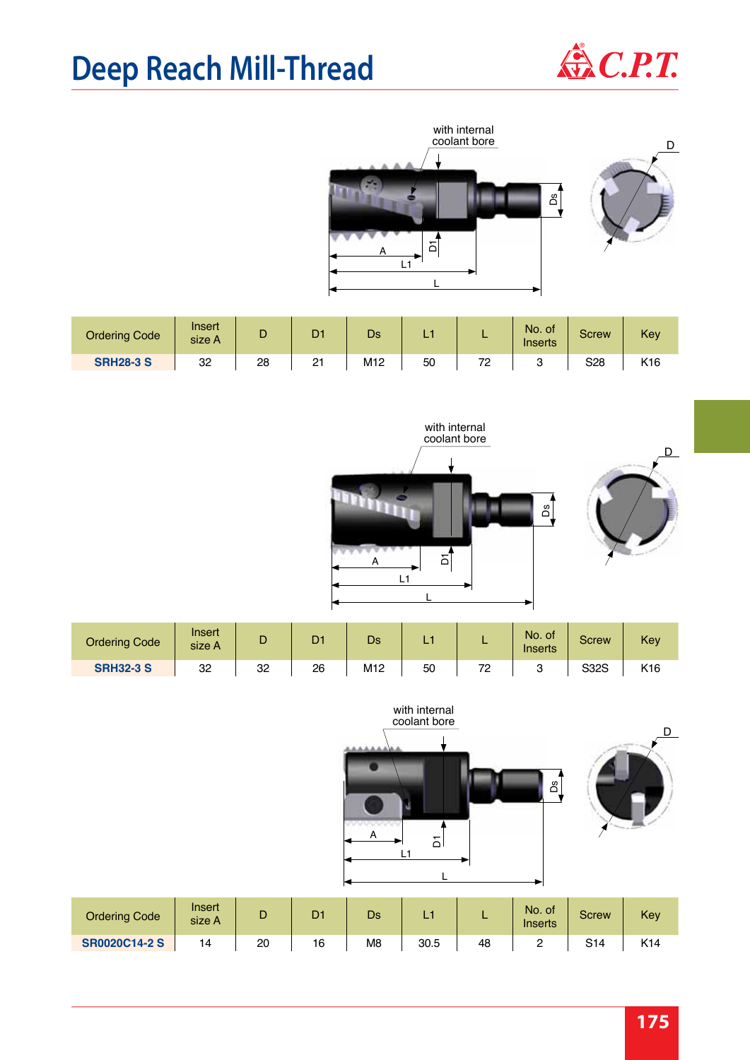# Deep Reach Mill-Thread

with internal coolant bore

| Ordering Code | Insert size A | D | D1 | Ds | L1 | L | No. of Inserts | Screw | Key |
|---|---|---|---|---|---|---|---|---|---|
| **SRH28-3 S** | 32 | 28 | 21 | M12 | 50 | 72 | 3 | S28 | K16 |

with internal coolant bore

| Ordering Code | Insert size A | D | D1 | Ds | L1 | L | No. of Inserts | Screw | Key |
|---|---|---|---|---|---|---|---|---|---|
| **SRH32-3 S** | 32 | 32 | 26 | M12 | 50 | 72 | 3 | S32S | K16 |

with internal coolant bore

| Ordering Code | Insert size A | D | D1 | Ds | L1 | L | No. of Inserts | Screw | Key |
|---|---|---|---|---|---|---|---|---|---|
| **SR0020C14-2 S** | 14 | 20 | 16 | M8 | 30.5 | 48 | 2 | S14 | K14 |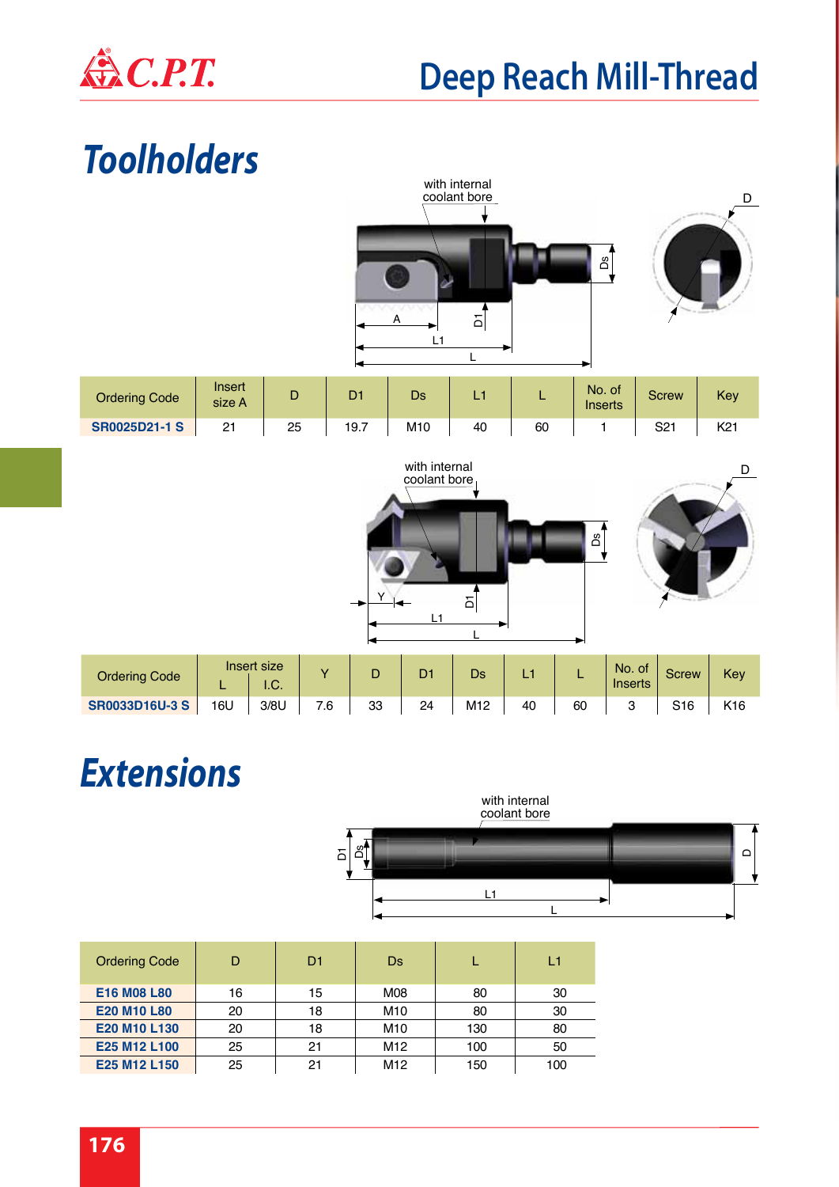# Deep Reach Mill-Thread

## Toolholders

with internal coolant bore

D

Ds

A

D1

L1

L

| Ordering Code | Insert size A | D | D1 | Ds | L1 | L | No. of Inserts | Screw | Key |
|---|---|---|---|---|---|---|---|---|---|
| **SR0025D21-1 S** | 21 | 25 | 19.7 | M10 | 40 | 60 | 1 | S21 | K21 |

with internal coolant bore

D

Ds

Y

D1

L1

L

| Ordering Code | Insert size | | Y | D | D1 | Ds | L1 | L | No. of Inserts | Screw | Key |
|---|---|---|---|---|---|---|---|---|---|---|---|
| | L | I.C. | | | | | | | | | |
| **SR0033D16U-3 S** | 16U | 3/8U | 7.6 | 33 | 24 | M12 | 40 | 60 | 3 | S16 | K16 |

## Extensions

with internal coolant bore

D1

Ds

D

L1

L

| Ordering Code | D | D1 | Ds | L | L1 |
|---|---|---|---|---|---|
| **E16 M08 L80** | 16 | 15 | M08 | 80 | 30 |
| **E20 M10 L80** | 20 | 18 | M10 | 80 | 30 |
| **E20 M10 L130** | 20 | 18 | M10 | 130 | 80 |
| **E25 M12 L100** | 25 | 21 | M12 | 100 | 50 |
| **E25 M12 L150** | 25 | 21 | M12 | 150 | 100 |